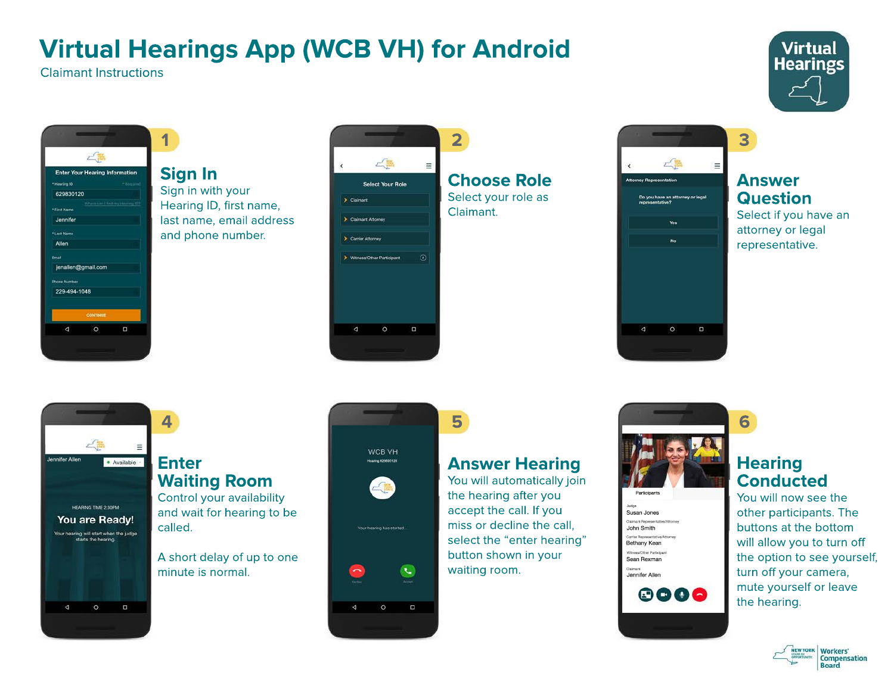# Virtual Hearings App (WCB VH) for Android

Claimant Instructions

## 1 Sign In

Sign in with your Hearing ID, first name, last name, email address and phone number.

## 2 Choose Role

Select your role as Claimant.

## 3 Answer Question

Select if you have an attorney or legal representative.

## 4 Enter Waiting Room

Control your availability and wait for hearing to be called.

A short delay of up to one minute is normal.

## 5 Answer Hearing

You will automatically join the hearing after you accept the call. If you miss or decline the call, select the "enter hearing" button shown in your waiting room.

## 6 Hearing Conducted

You will now see the other participants. The buttons at the bottom will allow you to turn off the option to see yourself, turn off your camera, mute yourself or leave the hearing.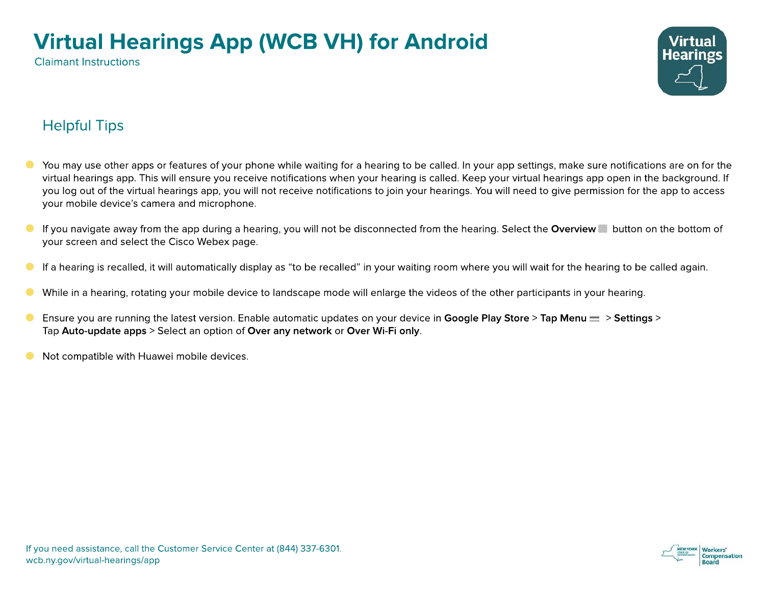# Virtual Hearings App (WCB VH) for Android

Claimant Instructions

## Helpful Tips

- You may use other apps or features of your phone while waiting for a hearing to be called. In your app settings, make sure notifications are on for the virtual hearings app. This will ensure you receive notifications when your hearing is called. Keep your virtual hearings app open in the background. If you log out of the virtual hearings app, you will not receive notifications to join your hearings. You will need to give permission for the app to access your mobile device's camera and microphone.
- If you navigate away from the app during a hearing, you will not be disconnected from the hearing. Select the **Overview** button on the bottom of your screen and select the Cisco Webex page.
- If a hearing is recalled, it will automatically display as "to be recalled" in your waiting room where you will wait for the hearing to be called again.
- While in a hearing, rotating your mobile device to landscape mode will enlarge the videos of the other participants in your hearing.
- Ensure you are running the latest version. Enable automatic updates on your device in **Google Play Store** > **Tap Menu** > **Settings** > Tap **Auto-update apps** > Select an option of **Over any network** or **Over Wi-Fi only**.
- Not compatible with Huawei mobile devices.

If you need assistance, call the Customer Service Center at (844) 337-6301.
wcb.ny.gov/virtual-hearings/app